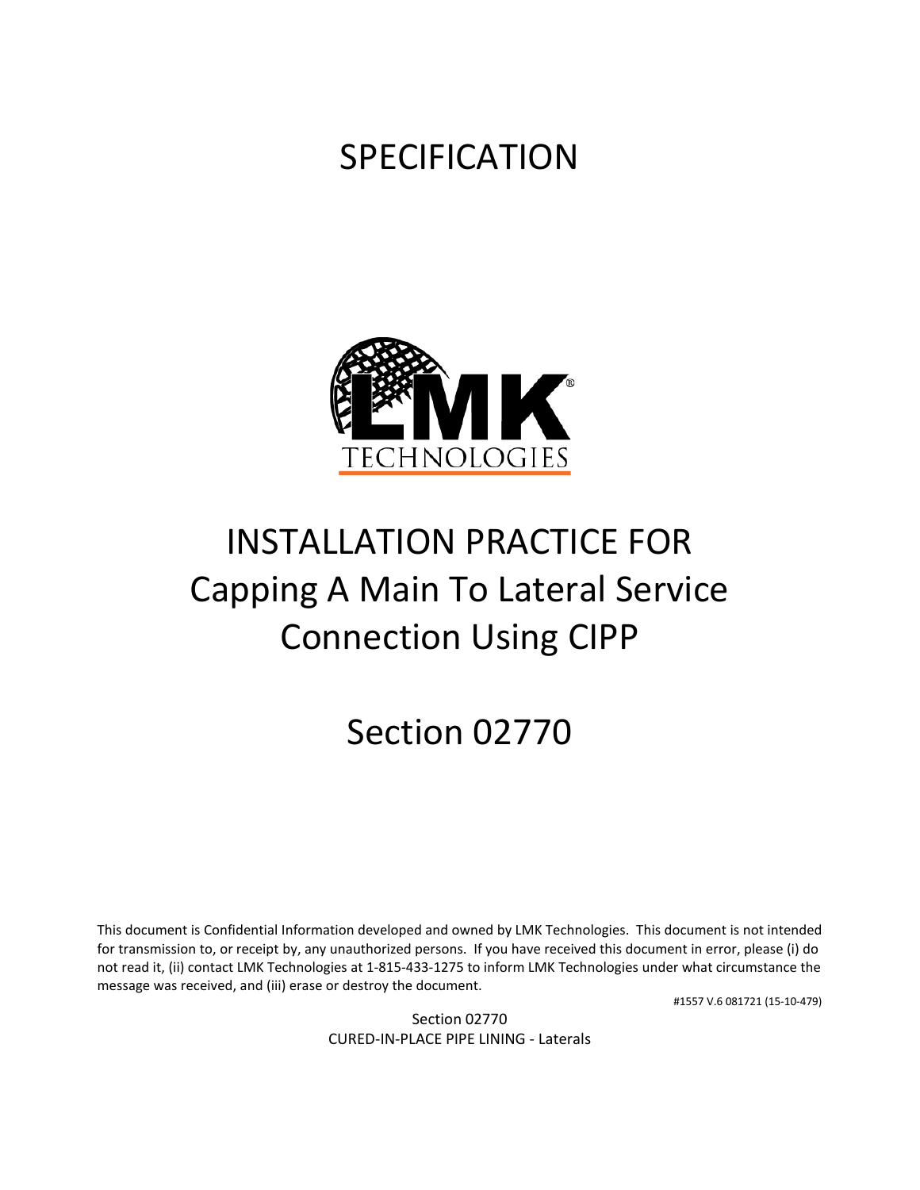# SPECIFICATION

LMK TECHNOLOGIES

# INSTALLATION PRACTICE FOR Capping A Main To Lateral Service Connection Using CIPP

# Section 02770

This document is Confidential Information developed and owned by LMK Technologies. This document is not intended for transmission to, or receipt by, any unauthorized persons. If you have received this document in error, please (i) do not read it, (ii) contact LMK Technologies at 1-815-433-1275 to inform LMK Technologies under what circumstance the message was received, and (iii) erase or destroy the document.

#1557 V.6 081721 (15-10-479)

Section 02770
CURED-IN-PLACE PIPE LINING - Laterals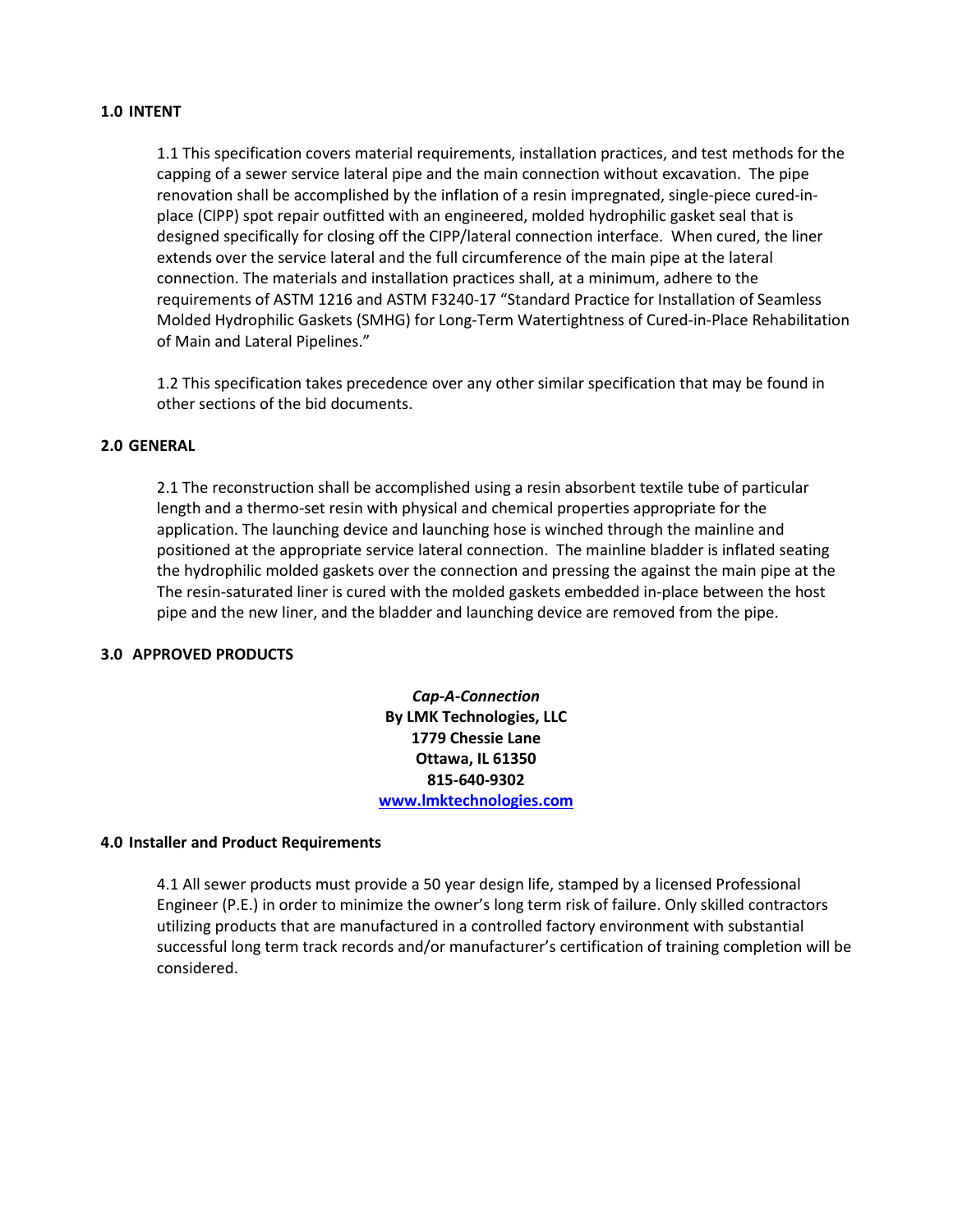## 1.0 INTENT

1.1 This specification covers material requirements, installation practices, and test methods for the capping of a sewer service lateral pipe and the main connection without excavation. The pipe renovation shall be accomplished by the inflation of a resin impregnated, single-piece cured-in-place (CIPP) spot repair outfitted with an engineered, molded hydrophilic gasket seal that is designed specifically for closing off the CIPP/lateral connection interface. When cured, the liner extends over the service lateral and the full circumference of the main pipe at the lateral connection. The materials and installation practices shall, at a minimum, adhere to the requirements of ASTM 1216 and ASTM F3240-17 "Standard Practice for Installation of Seamless Molded Hydrophilic Gaskets (SMHG) for Long-Term Watertightness of Cured-in-Place Rehabilitation of Main and Lateral Pipelines."

1.2 This specification takes precedence over any other similar specification that may be found in other sections of the bid documents.

## 2.0 GENERAL

2.1 The reconstruction shall be accomplished using a resin absorbent textile tube of particular length and a thermo-set resin with physical and chemical properties appropriate for the application. The launching device and launching hose is winched through the mainline and positioned at the appropriate service lateral connection. The mainline bladder is inflated seating the hydrophilic molded gaskets over the connection and pressing the against the main pipe at the The resin-saturated liner is cured with the molded gaskets embedded in-place between the host pipe and the new liner, and the bladder and launching device are removed from the pipe.

## 3.0 APPROVED PRODUCTS

***Cap-A-Connection***
**By LMK Technologies, LLC**
**1779 Chessie Lane**
**Ottawa, IL 61350**
**815-640-9302**
**[www.lmktechnologies.com](http://www.lmktechnologies.com)**

## 4.0 Installer and Product Requirements

4.1 All sewer products must provide a 50 year design life, stamped by a licensed Professional Engineer (P.E.) in order to minimize the owner's long term risk of failure. Only skilled contractors utilizing products that are manufactured in a controlled factory environment with substantial successful long term track records and/or manufacturer's certification of training completion will be considered.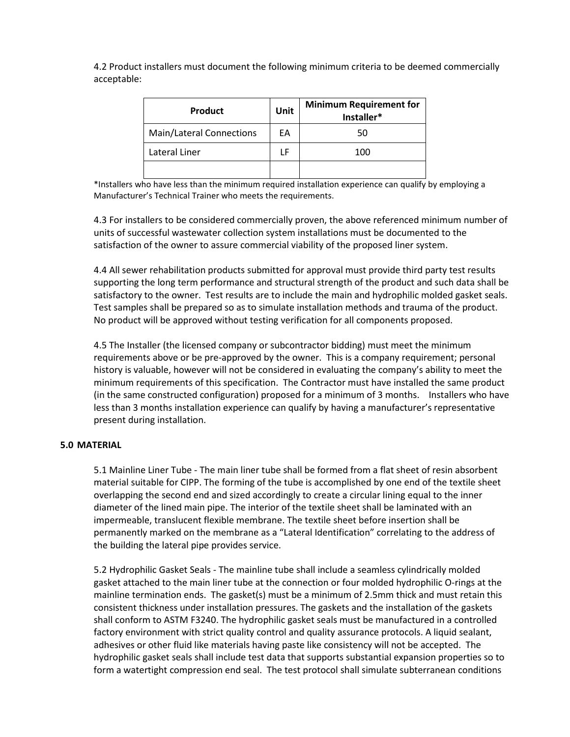4.2 Product installers must document the following minimum criteria to be deemed commercially acceptable:

| Product | Unit | Minimum Requirement for Installer* |
|---|---|---|
| Main/Lateral Connections | EA | 50 |
| Lateral Liner | LF | 100 |
| | | |

*Installers who have less than the minimum required installation experience can qualify by employing a Manufacturer's Technical Trainer who meets the requirements.

4.3 For installers to be considered commercially proven, the above referenced minimum number of units of successful wastewater collection system installations must be documented to the satisfaction of the owner to assure commercial viability of the proposed liner system.

4.4 All sewer rehabilitation products submitted for approval must provide third party test results supporting the long term performance and structural strength of the product and such data shall be satisfactory to the owner. Test results are to include the main and hydrophilic molded gasket seals. Test samples shall be prepared so as to simulate installation methods and trauma of the product. No product will be approved without testing verification for all components proposed.

4.5 The Installer (the licensed company or subcontractor bidding) must meet the minimum requirements above or be pre-approved by the owner. This is a company requirement; personal history is valuable, however will not be considered in evaluating the company's ability to meet the minimum requirements of this specification. The Contractor must have installed the same product (in the same constructed configuration) proposed for a minimum of 3 months. Installers who have less than 3 months installation experience can qualify by having a manufacturer's representative present during installation.

## 5.0 MATERIAL

5.1 Mainline Liner Tube - The main liner tube shall be formed from a flat sheet of resin absorbent material suitable for CIPP. The forming of the tube is accomplished by one end of the textile sheet overlapping the second end and sized accordingly to create a circular lining equal to the inner diameter of the lined main pipe. The interior of the textile sheet shall be laminated with an impermeable, translucent flexible membrane. The textile sheet before insertion shall be permanently marked on the membrane as a "Lateral Identification" correlating to the address of the building the lateral pipe provides service.

5.2 Hydrophilic Gasket Seals - The mainline tube shall include a seamless cylindrically molded gasket attached to the main liner tube at the connection or four molded hydrophilic O-rings at the mainline termination ends. The gasket(s) must be a minimum of 2.5mm thick and must retain this consistent thickness under installation pressures. The gaskets and the installation of the gaskets shall conform to ASTM F3240. The hydrophilic gasket seals must be manufactured in a controlled factory environment with strict quality control and quality assurance protocols. A liquid sealant, adhesives or other fluid like materials having paste like consistency will not be accepted. The hydrophilic gasket seals shall include test data that supports substantial expansion properties so to form a watertight compression end seal. The test protocol shall simulate subterranean conditions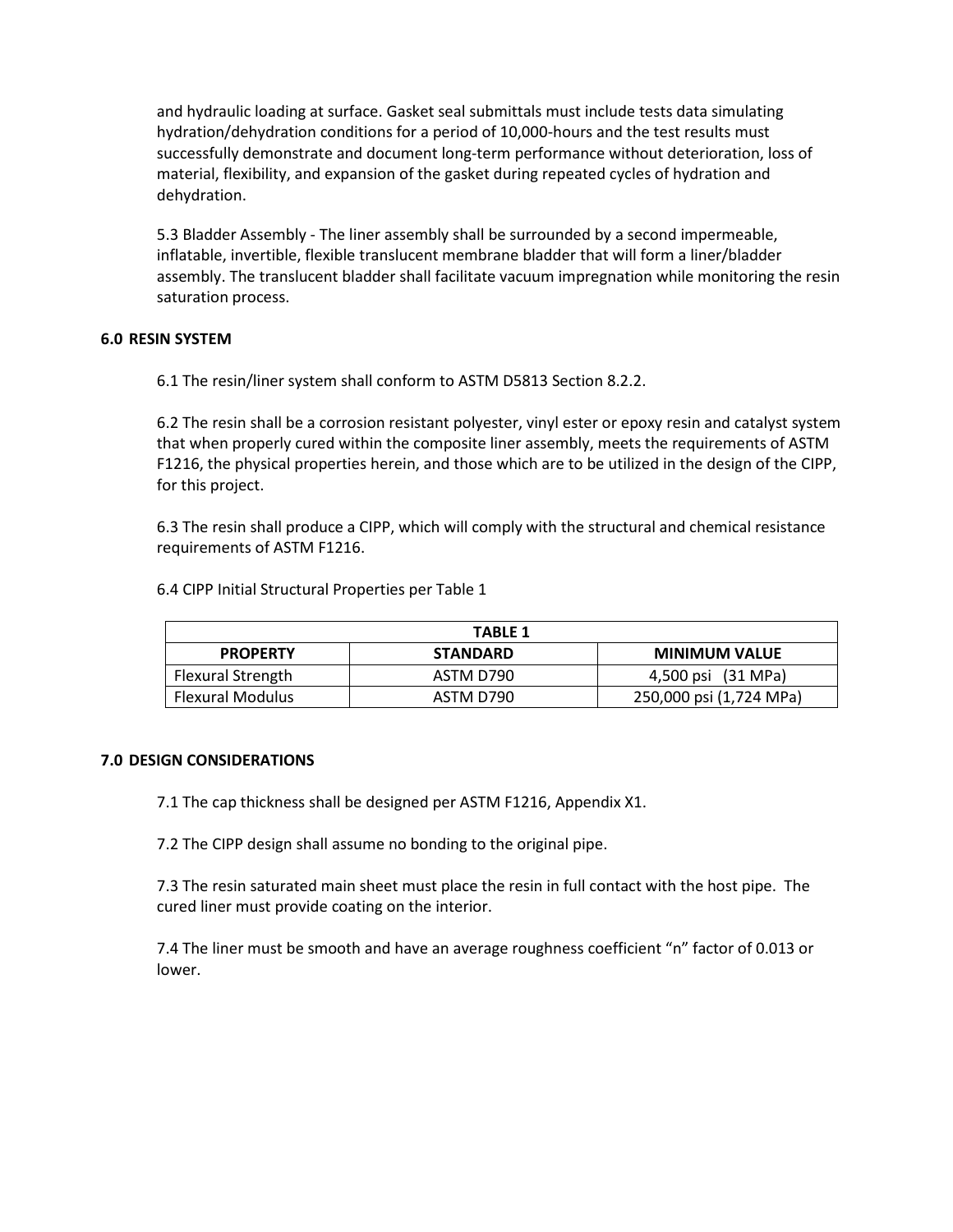and hydraulic loading at surface. Gasket seal submittals must include tests data simulating hydration/dehydration conditions for a period of 10,000-hours and the test results must successfully demonstrate and document long-term performance without deterioration, loss of material, flexibility, and expansion of the gasket during repeated cycles of hydration and dehydration.

5.3 Bladder Assembly - The liner assembly shall be surrounded by a second impermeable, inflatable, invertible, flexible translucent membrane bladder that will form a liner/bladder assembly. The translucent bladder shall facilitate vacuum impregnation while monitoring the resin saturation process.

## 6.0 RESIN SYSTEM

6.1 The resin/liner system shall conform to ASTM D5813 Section 8.2.2.

6.2 The resin shall be a corrosion resistant polyester, vinyl ester or epoxy resin and catalyst system that when properly cured within the composite liner assembly, meets the requirements of ASTM F1216, the physical properties herein, and those which are to be utilized in the design of the CIPP, for this project.

6.3 The resin shall produce a CIPP, which will comply with the structural and chemical resistance requirements of ASTM F1216.

6.4 CIPP Initial Structural Properties per Table 1

| TABLE 1 | | |
|---|---|---|
| **PROPERTY** | **STANDARD** | **MINIMUM VALUE** |
| Flexural Strength | ASTM D790 | 4,500 psi (31 MPa) |
| Flexural Modulus | ASTM D790 | 250,000 psi (1,724 MPa) |

## 7.0 DESIGN CONSIDERATIONS

7.1 The cap thickness shall be designed per ASTM F1216, Appendix X1.

7.2 The CIPP design shall assume no bonding to the original pipe.

7.3 The resin saturated main sheet must place the resin in full contact with the host pipe. The cured liner must provide coating on the interior.

7.4 The liner must be smooth and have an average roughness coefficient "n" factor of 0.013 or lower.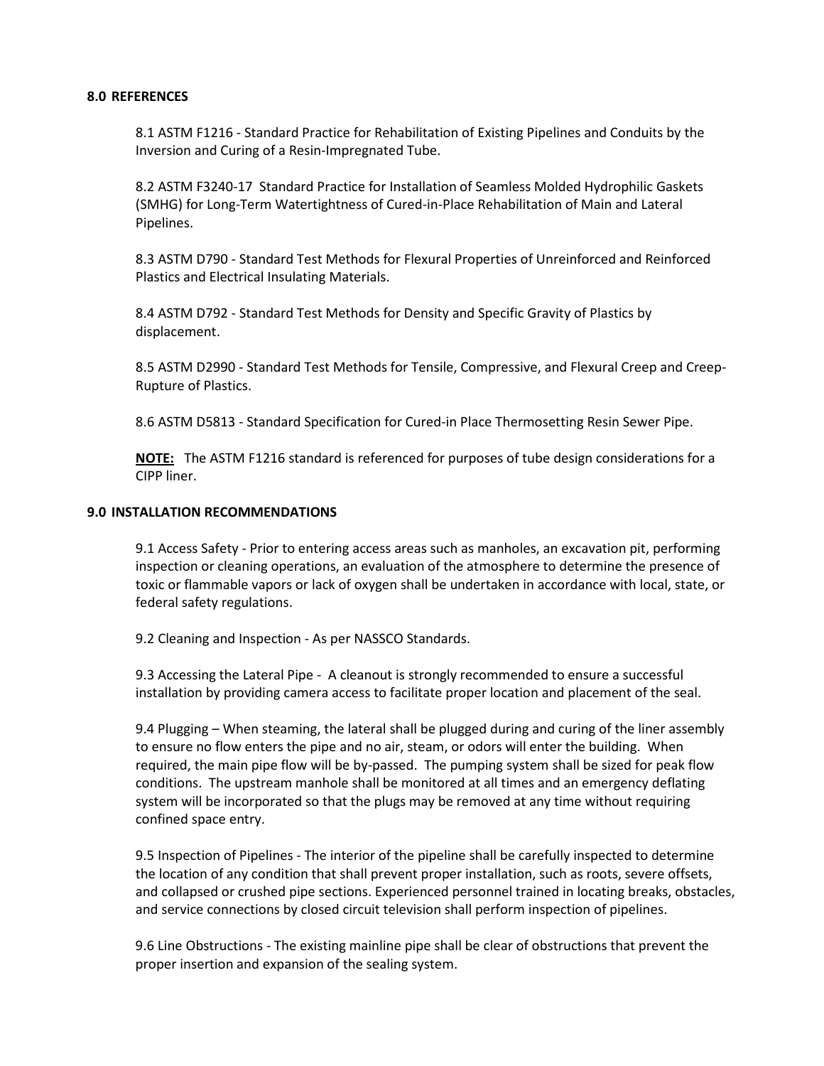## 8.0 REFERENCES

8.1 ASTM F1216 - Standard Practice for Rehabilitation of Existing Pipelines and Conduits by the Inversion and Curing of a Resin-Impregnated Tube.

8.2 ASTM F3240-17 Standard Practice for Installation of Seamless Molded Hydrophilic Gaskets (SMHG) for Long-Term Watertightness of Cured-in-Place Rehabilitation of Main and Lateral Pipelines.

8.3 ASTM D790 - Standard Test Methods for Flexural Properties of Unreinforced and Reinforced Plastics and Electrical Insulating Materials.

8.4 ASTM D792 - Standard Test Methods for Density and Specific Gravity of Plastics by displacement.

8.5 ASTM D2990 - Standard Test Methods for Tensile, Compressive, and Flexural Creep and Creep-Rupture of Plastics.

8.6 ASTM D5813 - Standard Specification for Cured-in Place Thermosetting Resin Sewer Pipe.

**NOTE:** The ASTM F1216 standard is referenced for purposes of tube design considerations for a CIPP liner.

## 9.0 INSTALLATION RECOMMENDATIONS

9.1 Access Safety - Prior to entering access areas such as manholes, an excavation pit, performing inspection or cleaning operations, an evaluation of the atmosphere to determine the presence of toxic or flammable vapors or lack of oxygen shall be undertaken in accordance with local, state, or federal safety regulations.

9.2 Cleaning and Inspection - As per NASSCO Standards.

9.3 Accessing the Lateral Pipe - A cleanout is strongly recommended to ensure a successful installation by providing camera access to facilitate proper location and placement of the seal.

9.4 Plugging – When steaming, the lateral shall be plugged during and curing of the liner assembly to ensure no flow enters the pipe and no air, steam, or odors will enter the building. When required, the main pipe flow will be by-passed. The pumping system shall be sized for peak flow conditions. The upstream manhole shall be monitored at all times and an emergency deflating system will be incorporated so that the plugs may be removed at any time without requiring confined space entry.

9.5 Inspection of Pipelines - The interior of the pipeline shall be carefully inspected to determine the location of any condition that shall prevent proper installation, such as roots, severe offsets, and collapsed or crushed pipe sections. Experienced personnel trained in locating breaks, obstacles, and service connections by closed circuit television shall perform inspection of pipelines.

9.6 Line Obstructions - The existing mainline pipe shall be clear of obstructions that prevent the proper insertion and expansion of the sealing system.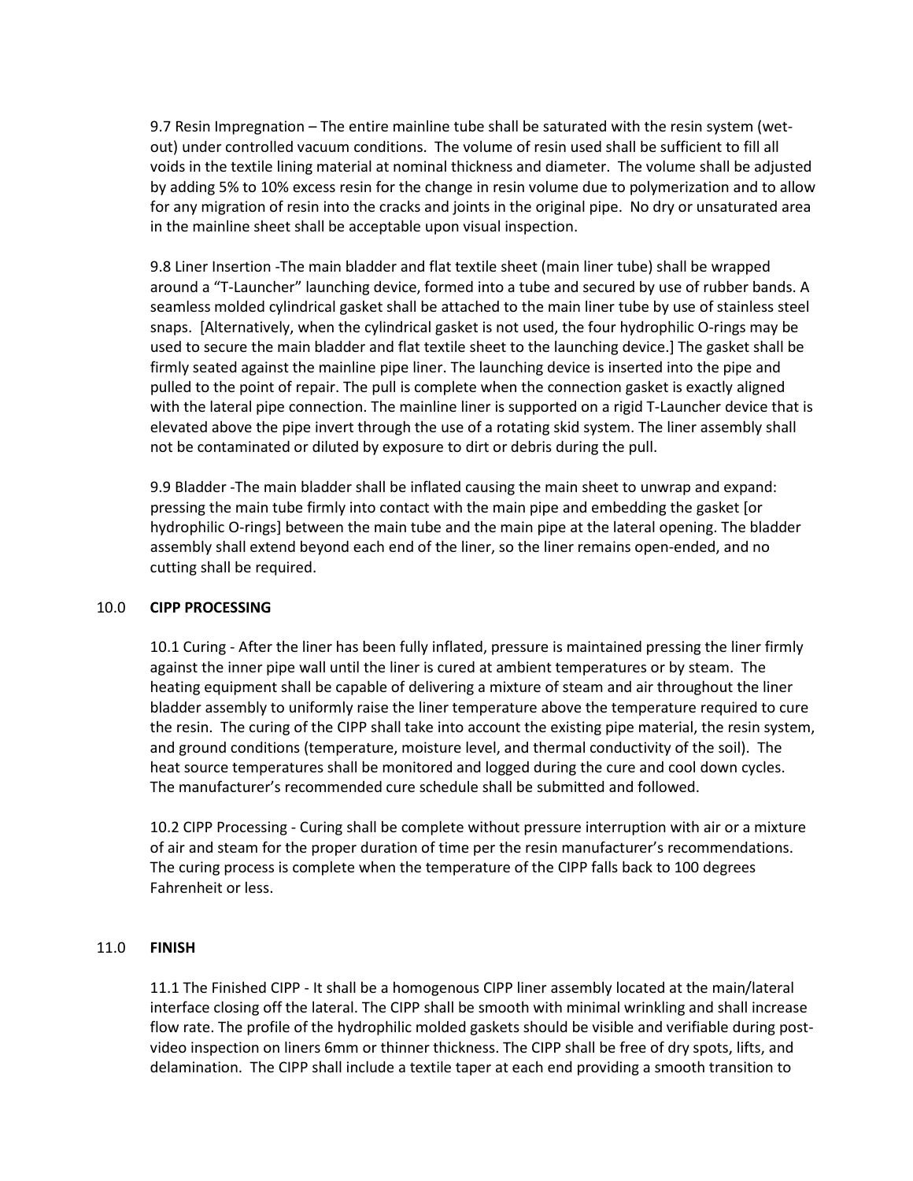9.7 Resin Impregnation – The entire mainline tube shall be saturated with the resin system (wet-out) under controlled vacuum conditions. The volume of resin used shall be sufficient to fill all voids in the textile lining material at nominal thickness and diameter. The volume shall be adjusted by adding 5% to 10% excess resin for the change in resin volume due to polymerization and to allow for any migration of resin into the cracks and joints in the original pipe. No dry or unsaturated area in the mainline sheet shall be acceptable upon visual inspection.

9.8 Liner Insertion -The main bladder and flat textile sheet (main liner tube) shall be wrapped around a "T-Launcher" launching device, formed into a tube and secured by use of rubber bands. A seamless molded cylindrical gasket shall be attached to the main liner tube by use of stainless steel snaps. [Alternatively, when the cylindrical gasket is not used, the four hydrophilic O-rings may be used to secure the main bladder and flat textile sheet to the launching device.] The gasket shall be firmly seated against the mainline pipe liner. The launching device is inserted into the pipe and pulled to the point of repair. The pull is complete when the connection gasket is exactly aligned with the lateral pipe connection. The mainline liner is supported on a rigid T-Launcher device that is elevated above the pipe invert through the use of a rotating skid system. The liner assembly shall not be contaminated or diluted by exposure to dirt or debris during the pull.

9.9 Bladder -The main bladder shall be inflated causing the main sheet to unwrap and expand: pressing the main tube firmly into contact with the main pipe and embedding the gasket [or hydrophilic O-rings] between the main tube and the main pipe at the lateral opening. The bladder assembly shall extend beyond each end of the liner, so the liner remains open-ended, and no cutting shall be required.

## 10.0 CIPP PROCESSING

10.1 Curing - After the liner has been fully inflated, pressure is maintained pressing the liner firmly against the inner pipe wall until the liner is cured at ambient temperatures or by steam. The heating equipment shall be capable of delivering a mixture of steam and air throughout the liner bladder assembly to uniformly raise the liner temperature above the temperature required to cure the resin. The curing of the CIPP shall take into account the existing pipe material, the resin system, and ground conditions (temperature, moisture level, and thermal conductivity of the soil). The heat source temperatures shall be monitored and logged during the cure and cool down cycles. The manufacturer's recommended cure schedule shall be submitted and followed.

10.2 CIPP Processing - Curing shall be complete without pressure interruption with air or a mixture of air and steam for the proper duration of time per the resin manufacturer's recommendations. The curing process is complete when the temperature of the CIPP falls back to 100 degrees Fahrenheit or less.

## 11.0 FINISH

11.1 The Finished CIPP - It shall be a homogenous CIPP liner assembly located at the main/lateral interface closing off the lateral. The CIPP shall be smooth with minimal wrinkling and shall increase flow rate. The profile of the hydrophilic molded gaskets should be visible and verifiable during post-video inspection on liners 6mm or thinner thickness. The CIPP shall be free of dry spots, lifts, and delamination. The CIPP shall include a textile taper at each end providing a smooth transition to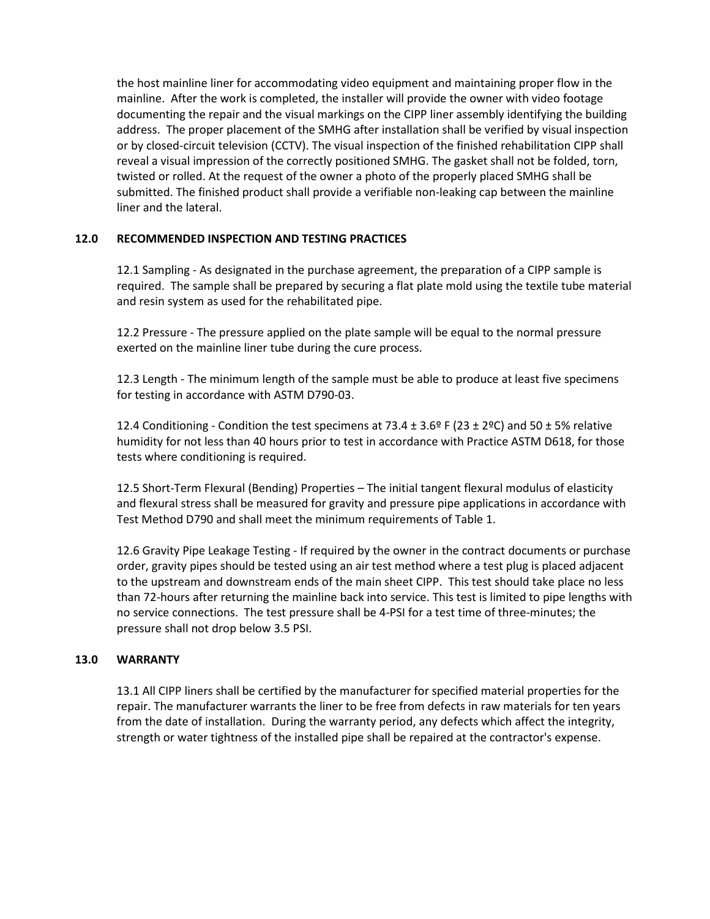the host mainline liner for accommodating video equipment and maintaining proper flow in the mainline. After the work is completed, the installer will provide the owner with video footage documenting the repair and the visual markings on the CIPP liner assembly identifying the building address. The proper placement of the SMHG after installation shall be verified by visual inspection or by closed-circuit television (CCTV). The visual inspection of the finished rehabilitation CIPP shall reveal a visual impression of the correctly positioned SMHG. The gasket shall not be folded, torn, twisted or rolled. At the request of the owner a photo of the properly placed SMHG shall be submitted. The finished product shall provide a verifiable non-leaking cap between the mainline liner and the lateral.

## 12.0 RECOMMENDED INSPECTION AND TESTING PRACTICES

12.1 Sampling - As designated in the purchase agreement, the preparation of a CIPP sample is required. The sample shall be prepared by securing a flat plate mold using the textile tube material and resin system as used for the rehabilitated pipe.

12.2 Pressure - The pressure applied on the plate sample will be equal to the normal pressure exerted on the mainline liner tube during the cure process.

12.3 Length - The minimum length of the sample must be able to produce at least five specimens for testing in accordance with ASTM D790-03.

12.4 Conditioning - Condition the test specimens at 73.4 ± 3.6º F (23 ± 2ºC) and 50 ± 5% relative humidity for not less than 40 hours prior to test in accordance with Practice ASTM D618, for those tests where conditioning is required.

12.5 Short-Term Flexural (Bending) Properties – The initial tangent flexural modulus of elasticity and flexural stress shall be measured for gravity and pressure pipe applications in accordance with Test Method D790 and shall meet the minimum requirements of Table 1.

12.6 Gravity Pipe Leakage Testing - If required by the owner in the contract documents or purchase order, gravity pipes should be tested using an air test method where a test plug is placed adjacent to the upstream and downstream ends of the main sheet CIPP. This test should take place no less than 72-hours after returning the mainline back into service. This test is limited to pipe lengths with no service connections. The test pressure shall be 4-PSI for a test time of three-minutes; the pressure shall not drop below 3.5 PSI.

## 13.0 WARRANTY

13.1 All CIPP liners shall be certified by the manufacturer for specified material properties for the repair. The manufacturer warrants the liner to be free from defects in raw materials for ten years from the date of installation. During the warranty period, any defects which affect the integrity, strength or water tightness of the installed pipe shall be repaired at the contractor's expense.